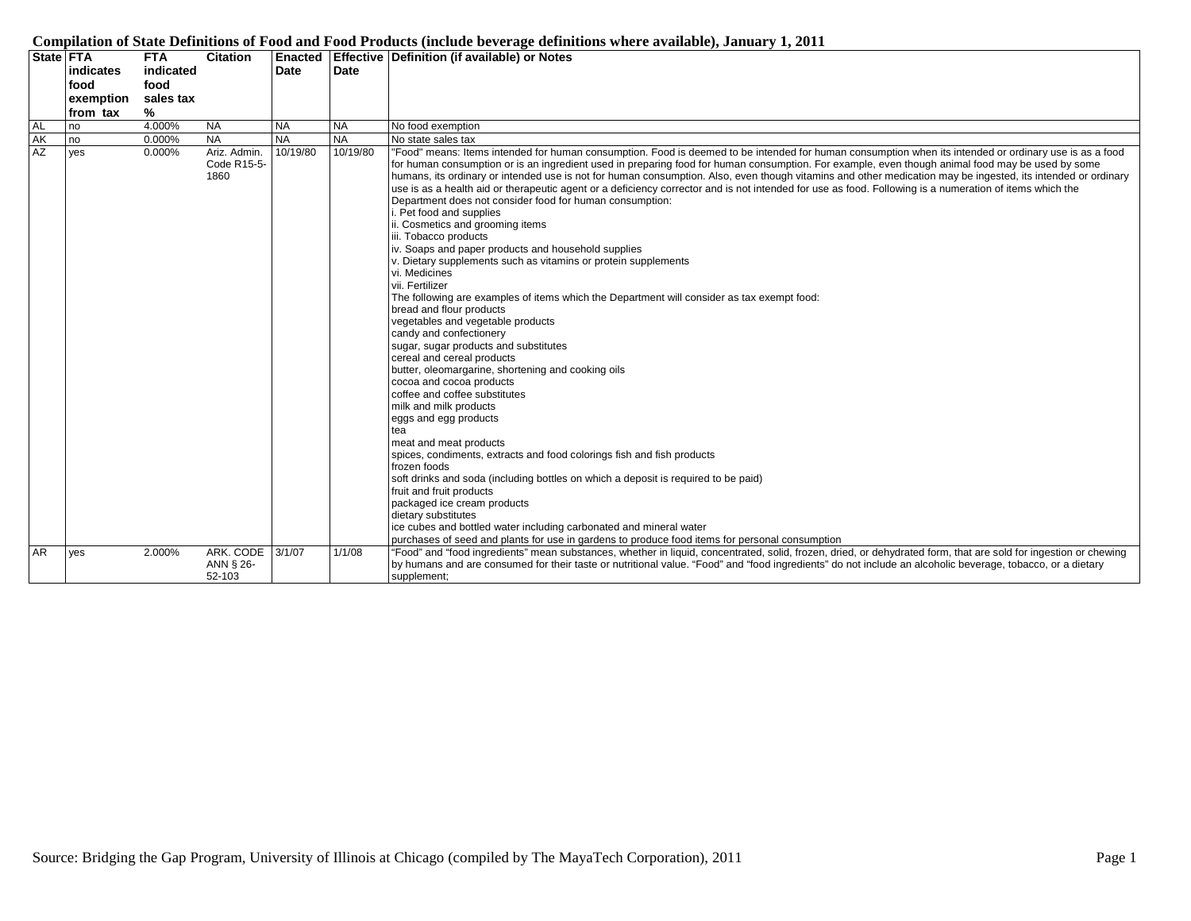# Compilation of State Definitions of Food and Food Products (include beverage definitions where available), January 1, 2011

| State | FTA indicates food exemption from tax | FTA indicated food sales tax % | Citation | Enacted Date | Effective Date | Definition (if available) or Notes |
|---|---|---|---|---|---|---|
| AL | no | 4.000% | NA | NA | NA | No food exemption |
| AK | no | 0.000% | NA | NA | NA | No state sales tax |
| AZ | yes | 0.000% | Ariz. Admin. Code R15-5-1860 | 10/19/80 | 10/19/80 | "Food" means: Items intended for human consumption. Food is deemed to be intended for human consumption when its intended or ordinary use is as a food for human consumption or is an ingredient used in preparing food for human consumption. For example, even though animal food may be used by some humans, its ordinary or intended use is not for human consumption. Also, even though vitamins and other medication may be ingested, its intended or ordinary use is as a health aid or therapeutic agent or a deficiency corrector and is not intended for use as food. Following is a numeration of items which the Department does not consider food for human consumption:<br>i. Pet food and supplies<br>ii. Cosmetics and grooming items<br>iii. Tobacco products<br>iv. Soaps and paper products and household supplies<br>v. Dietary supplements such as vitamins or protein supplements<br>vi. Medicines<br>vii. Fertilizer<br>The following are examples of items which the Department will consider as tax exempt food:<br>bread and flour products<br>vegetables and vegetable products<br>candy and confectionery<br>sugar, sugar products and substitutes<br>cereal and cereal products<br>butter, oleomargarine, shortening and cooking oils<br>cocoa and cocoa products<br>coffee and coffee substitutes<br>milk and milk products<br>eggs and egg products<br>tea<br>meat and meat products<br>spices, condiments, extracts and food colorings fish and fish products<br>frozen foods<br>soft drinks and soda (including bottles on which a deposit is required to be paid)<br>fruit and fruit products<br>packaged ice cream products<br>dietary substitutes<br>ice cubes and bottled water including carbonated and mineral water<br>purchases of seed and plants for use in gardens to produce food items for personal consumption |
| AR | yes | 2.000% | ARK. CODE ANN § 26-52-103 | 3/1/07 | 1/1/08 | "Food" and "food ingredients" mean substances, whether in liquid, concentrated, solid, frozen, dried, or dehydrated form, that are sold for ingestion or chewing by humans and are consumed for their taste or nutritional value. "Food" and "food ingredients" do not include an alcoholic beverage, tobacco, or a dietary supplement; |

Source: Bridging the Gap Program, University of Illinois at Chicago (compiled by The MayaTech Corporation), 2011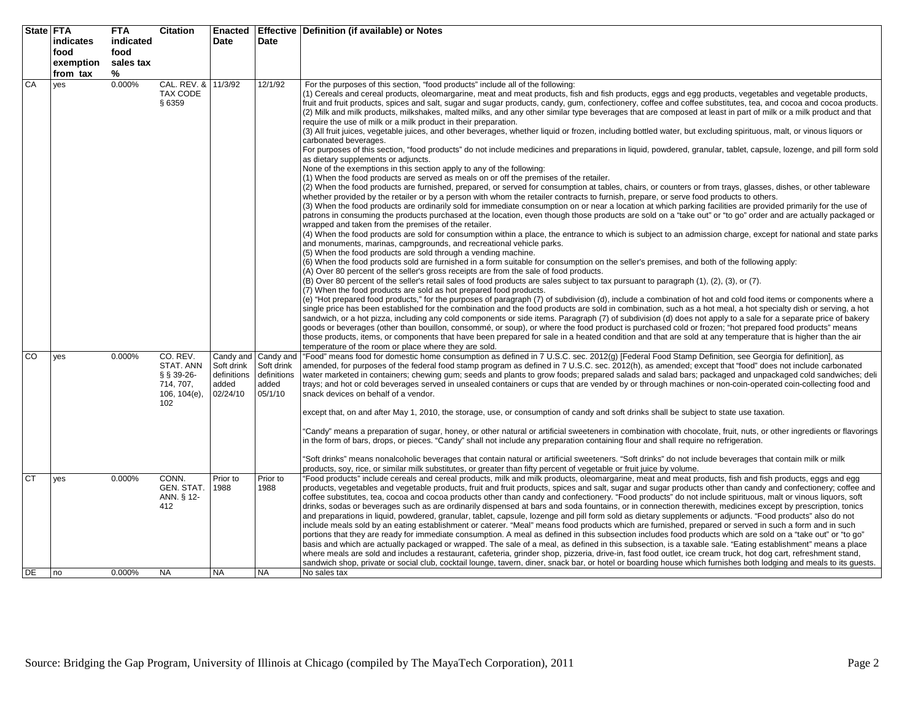| State | FTA indicates food exemption from tax | FTA indicated food sales tax % | Citation | Enacted Date | Effective Date | Definition (if available) or Notes |
|---|---|---|---|---|---|---|
| CA | yes | 0.000% | CAL. REV. & TAX CODE § 6359 | 11/3/92 | 12/1/92 | For the purposes of this section, "food products" include all of the following:<br>(1) Cereals and cereal products, oleomargarine, meat and meat products, fish and fish products, eggs and egg products, vegetables and vegetable products, fruit and fruit products, spices and salt, sugar and sugar products, candy, gum, confectionery, coffee and coffee substitutes, tea, and cocoa and cocoa products.<br>(2) Milk and milk products, milkshakes, malted milks, and any other similar type beverages that are composed at least in part of milk or a milk product and that require the use of milk or a milk product in their preparation.<br>(3) All fruit juices, vegetable juices, and other beverages, whether liquid or frozen, including bottled water, but excluding spirituous, malt, or vinous liquors or carbonated beverages.<br>For purposes of this section, "food products" do not include medicines and preparations in liquid, powdered, granular, tablet, capsule, lozenge, and pill form sold as dietary supplements or adjuncts.<br>None of the exemptions in this section apply to any of the following:<br>(1) When the food products are served as meals on or off the premises of the retailer.<br>(2) When the food products are furnished, prepared, or served for consumption at tables, chairs, or counters or from trays, glasses, dishes, or other tableware whether provided by the retailer or by a person with whom the retailer contracts to furnish, prepare, or serve food products to others.<br>(3) When the food products are ordinarily sold for immediate consumption on or near a location at which parking facilities are provided primarily for the use of patrons in consuming the products purchased at the location, even though those products are sold on a "take out" or "to go" order and are actually packaged or wrapped and taken from the premises of the retailer.<br>(4) When the food products are sold for consumption within a place, the entrance to which is subject to an admission charge, except for national and state parks and monuments, marinas, campgrounds, and recreational vehicle parks.<br>(5) When the food products are sold through a vending machine.<br>(6) When the food products sold are furnished in a form suitable for consumption on the seller's premises, and both of the following apply:<br>(A) Over 80 percent of the seller's gross receipts are from the sale of food products.<br>(B) Over 80 percent of the seller's retail sales of food products are sales subject to tax pursuant to paragraph (1), (2), (3), or (7).<br>(7) When the food products are sold as hot prepared food products.<br>(e) "Hot prepared food products," for the purposes of paragraph (7) of subdivision (d), include a combination of hot and cold food items or components where a single price has been established for the combination and the food products are sold in combination, such as a hot meal, a hot specialty dish or serving, a hot sandwich, or a hot pizza, including any cold components or side items. Paragraph (7) of subdivision (d) does not apply to a sale for a separate price of bakery goods or beverages (other than bouillon, consommé, or soup), or where the food product is purchased cold or frozen; "hot prepared food products" means those products, items, or components that have been prepared for sale in a heated condition and that are sold at any temperature that is higher than the air temperature of the room or place where they are sold. |
| CO | yes | 0.000% | CO. REV. STAT. ANN § § 39-26-714, 707, 106, 104(e), 102 | Candy and Soft drink definitions added 02/24/10 | Candy and Soft drink definitions added 05/1/10 | "Food" means food for domestic home consumption as defined in 7 U.S.C. sec. 2012(g) [Federal Food Stamp Definition, see Georgia for definition], as amended, for purposes of the federal food stamp program as defined in 7 U.S.C. sec. 2012(h), as amended; except that "food" does not include carbonated water marketed in containers; chewing gum; seeds and plants to grow foods; prepared salads and salad bars; packaged and unpackaged cold sandwiches; deli trays; and hot or cold beverages served in unsealed containers or cups that are vended by or through machines or non-coin-operated coin-collecting food and snack devices on behalf of a vendor.<br><br>except that, on and after May 1, 2010, the storage, use, or consumption of candy and soft drinks shall be subject to state use taxation.<br><br>"Candy" means a preparation of sugar, honey, or other natural or artificial sweeteners in combination with chocolate, fruit, nuts, or other ingredients or flavorings in the form of bars, drops, or pieces. "Candy" shall not include any preparation containing flour and shall require no refrigeration.<br><br>"Soft drinks" means nonalcoholic beverages that contain natural or artificial sweeteners. "Soft drinks" do not include beverages that contain milk or milk products, soy, rice, or similar milk substitutes, or greater than fifty percent of vegetable or fruit juice by volume. |
| CT | yes | 0.000% | CONN. GEN. STAT. ANN. § 12-412 | Prior to 1988 | Prior to 1988 | "Food products" include cereals and cereal products, milk and milk products, oleomargarine, meat and meat products, fish and fish products, eggs and egg products, vegetables and vegetable products, fruit and fruit products, spices and salt, sugar and sugar products other than candy and confectionery; coffee and coffee substitutes, tea, cocoa and cocoa products other than candy and confectionery. "Food products" do not include spirituous, malt or vinous liquors, soft drinks, sodas or beverages such as are ordinarily dispensed at bars and soda fountains, or in connection therewith, medicines except by prescription, tonics and preparations in liquid, powdered, granular, tablet, capsule, lozenge and pill form sold as dietary supplements or adjuncts. "Food products" also do not include meals sold by an eating establishment or caterer. "Meal" means food products which are furnished, prepared or served in such a form and in such portions that they are ready for immediate consumption. A meal as defined in this subsection includes food products which are sold on a "take out" or "to go" basis and which are actually packaged or wrapped. The sale of a meal, as defined in this subsection, is a taxable sale. "Eating establishment" means a place where meals are sold and includes a restaurant, cafeteria, grinder shop, pizzeria, drive-in, fast food outlet, ice cream truck, hot dog cart, refreshment stand, sandwich shop, private or social club, cocktail lounge, tavern, diner, snack bar, or hotel or boarding house which furnishes both lodging and meals to its guests. |
| DE | no | 0.000% | NA | NA | NA | No sales tax |

Source: Bridging the Gap Program, University of Illinois at Chicago (compiled by The MayaTech Corporation), 2011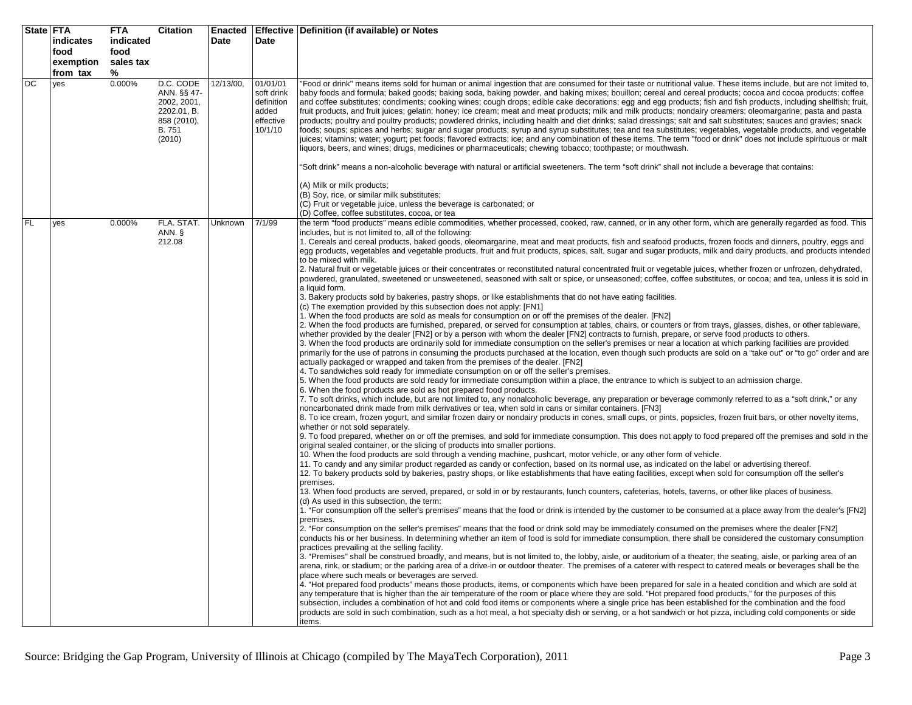| State | FTA indicates food exemption from tax | FTA indicated food sales tax % | Citation | Enacted Date | Effective Date | Definition (if available) or Notes |
|---|---|---|---|---|---|---|
| DC | yes | 0.000% | D.C. CODE ANN. §§ 47-2002, 2001, 2202.01, B. 858 (2010), B. 751 (2010) | 12/13/00, | 01/01/01 soft drink definition added effective 10/1/10 | "Food or drink" means items sold for human or animal ingestion that are consumed for their taste or nutritional value. These items include, but are not limited to, baby foods and formula; baked goods; baking soda, baking powder, and baking mixes; bouillon; cereal and cereal products; cocoa and cocoa products; coffee and coffee substitutes; condiments; cooking wines; cough drops; edible cake decorations; egg and egg products; fish and fish products, including shellfish; fruit, fruit products, and fruit juices; gelatin; honey; ice cream; meat and meat products; milk and milk products; nondairy creamers; oleomargarine; pasta and pasta products; poultry and poultry products; powdered drinks, including health and diet drinks; salad dressings; salt and salt substitutes; sauces and gravies; snack foods; soups; spices and herbs; sugar and sugar products; syrup and syrup substitutes; tea and tea substitutes; vegetables, vegetable products, and vegetable juices; vitamins; water; yogurt; pet foods; flavored extracts; ice; and any combination of these items. The term "food or drink" does not include spirituous or malt liquors, beers, and wines; drugs, medicines or pharmaceuticals; chewing tobacco; toothpaste; or mouthwash.<br><br>"Soft drink" means a non-alcoholic beverage with natural or artificial sweeteners. The term "soft drink" shall not include a beverage that contains:<br><br>(A) Milk or milk products;<br>(B) Soy, rice, or similar milk substitutes;<br>(C) Fruit or vegetable juice, unless the beverage is carbonated; or<br>(D) Coffee, coffee substitutes, cocoa, or tea |
| FL | yes | 0.000% | FLA. STAT. ANN. § 212.08 | Unknown | 7/1/99 | the term "food products" means edible commodities, whether processed, cooked, raw, canned, or in any other form, which are generally regarded as food. This includes, but is not limited to, all of the following:<br>1. Cereals and cereal products, baked goods, oleomargarine, meat and meat products, fish and seafood products, frozen foods and dinners, poultry, eggs and egg products, vegetables and vegetable products, fruit and fruit products, spices, salt, sugar and sugar products, milk and dairy products, and products intended to be mixed with milk.<br>2. Natural fruit or vegetable juices or their concentrates or reconstituted natural concentrated fruit or vegetable juices, whether frozen or unfrozen, dehydrated, powdered, granulated, sweetened or unsweetened, seasoned with salt or spice, or unseasoned; coffee, coffee substitutes, or cocoa; and tea, unless it is sold in a liquid form.<br>3. Bakery products sold by bakeries, pastry shops, or like establishments that do not have eating facilities.<br>(c) The exemption provided by this subsection does not apply: [FN1]<br>1. When the food products are sold as meals for consumption on or off the premises of the dealer. [FN2]<br>2. When the food products are furnished, prepared, or served for consumption at tables, chairs, or counters or from trays, glasses, dishes, or other tableware, whether provided by the dealer [FN2] or by a person with whom the dealer [FN2] contracts to furnish, prepare, or serve food products to others.<br>3. When the food products are ordinarily sold for immediate consumption on the seller's premises or near a location at which parking facilities are provided primarily for the use of patrons in consuming the products purchased at the location, even though such products are sold on a "take out" or "to go" order and are actually packaged or wrapped and taken from the premises of the dealer. [FN2]<br>4. To sandwiches sold ready for immediate consumption on or off the seller's premises.<br>5. When the food products are sold ready for immediate consumption within a place, the entrance to which is subject to an admission charge.<br>6. When the food products are sold as hot prepared food products.<br>7. To soft drinks, which include, but are not limited to, any nonalcoholic beverage, any preparation or beverage commonly referred to as a "soft drink," or any noncarbonated drink made from milk derivatives or tea, when sold in cans or similar containers. [FN3]<br>8. To ice cream, frozen yogurt, and similar frozen dairy or nondairy products in cones, small cups, or pints, popsicles, frozen fruit bars, or other novelty items, whether or not sold separately.<br>9. To food prepared, whether on or off the premises, and sold for immediate consumption. This does not apply to food prepared off the premises and sold in the original sealed container, or the slicing of products into smaller portions.<br>10. When the food products are sold through a vending machine, pushcart, motor vehicle, or any other form of vehicle.<br>11. To candy and any similar product regarded as candy or confection, based on its normal use, as indicated on the label or advertising thereof.<br>12. To bakery products sold by bakeries, pastry shops, or like establishments that have eating facilities, except when sold for consumption off the seller's premises.<br>13. When food products are served, prepared, or sold in or by restaurants, lunch counters, cafeterias, hotels, taverns, or other like places of business.<br>(d) As used in this subsection, the term:<br>1. "For consumption off the seller's premises" means that the food or drink is intended by the customer to be consumed at a place away from the dealer's [FN2] premises.<br>2. "For consumption on the seller's premises" means that the food or drink sold may be immediately consumed on the premises where the dealer [FN2] conducts his or her business. In determining whether an item of food is sold for immediate consumption, there shall be considered the customary consumption practices prevailing at the selling facility.<br>3. "Premises" shall be construed broadly, and means, but is not limited to, the lobby, aisle, or auditorium of a theater; the seating, aisle, or parking area of an arena, rink, or stadium; or the parking area of a drive-in or outdoor theater. The premises of a caterer with respect to catered meals or beverages shall be the place where such meals or beverages are served.<br>4. "Hot prepared food products" means those products, items, or components which have been prepared for sale in a heated condition and which are sold at any temperature that is higher than the air temperature of the room or place where they are sold. "Hot prepared food products," for the purposes of this subsection, includes a combination of hot and cold food items or components where a single price has been established for the combination and the food products are sold in such combination, such as a hot meal, a hot specialty dish or serving, or a hot sandwich or hot pizza, including cold components or side items. |

Source: Bridging the Gap Program, University of Illinois at Chicago (compiled by The MayaTech Corporation), 2011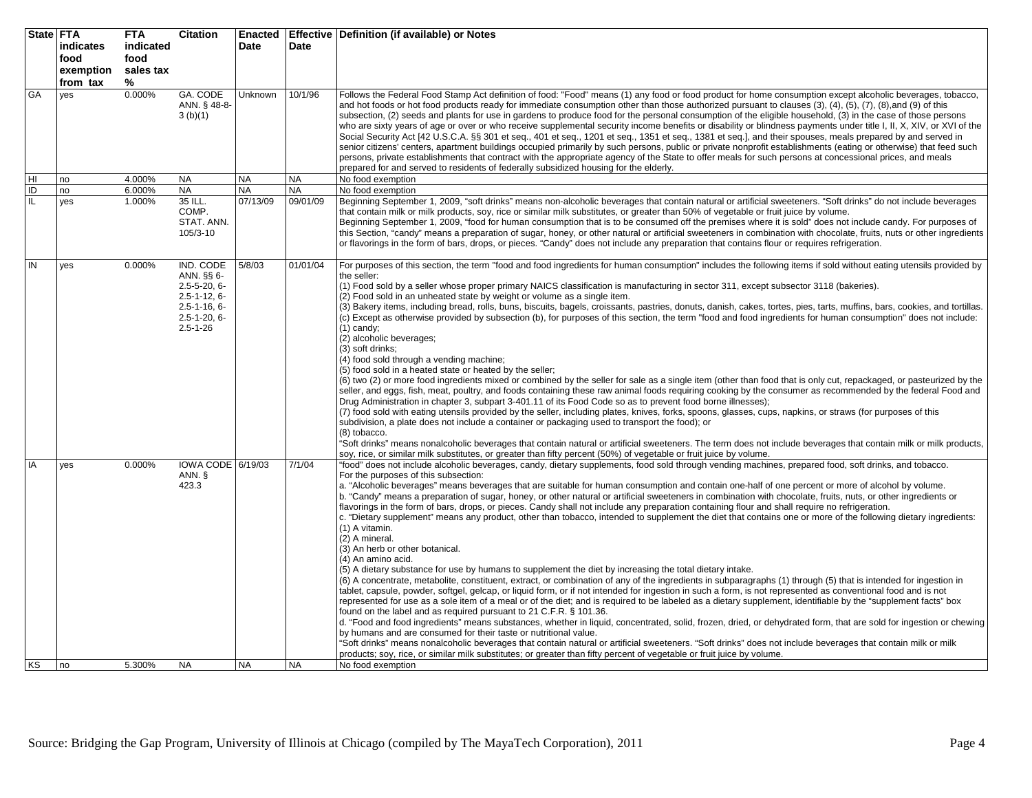| State | FTA indicates food exemption from tax | FTA indicated food sales tax % | Citation | Enacted Date | Effective Date | Definition (if available) or Notes |
|---|---|---|---|---|---|---|
| GA | yes | 0.000% | GA. CODE ANN. § 48-8-3 (b)(1) | Unknown | 10/1/96 | Follows the Federal Food Stamp Act definition of food: "Food" means (1) any food or food product for home consumption except alcoholic beverages, tobacco, and hot foods or hot food products ready for immediate consumption other than those authorized pursuant to clauses (3), (4), (5), (7), (8),and (9) of this subsection, (2) seeds and plants for use in gardens to produce food for the personal consumption of the eligible household, (3) in the case of those persons who are sixty years of age or over or who receive supplemental security income benefits or disability or blindness payments under title I, II, X, XIV, or XVI of the Social Security Act [42 U.S.C.A. §§ 301 et seq., 401 et seq., 1201 et seq., 1351 et seq., 1381 et seq.], and their spouses, meals prepared by and served in senior citizens' centers, apartment buildings occupied primarily by such persons, public or private nonprofit establishments (eating or otherwise) that feed such persons, private establishments that contract with the appropriate agency of the State to offer meals for such persons at concessional prices, and meals prepared for and served to residents of federally subsidized housing for the elderly. |
| HI | no | 4.000% | NA | NA | NA | No food exemption |
| ID | no | 6.000% | NA | NA | NA | No food exemption |
| IL | yes | 1.000% | 35 ILL. COMP. STAT. ANN. 105/3-10 | 07/13/09 | 09/01/09 | Beginning September 1, 2009, "soft drinks" means non-alcoholic beverages that contain natural or artificial sweeteners. "Soft drinks" do not include beverages that contain milk or milk products, soy, rice or similar milk substitutes, or greater than 50% of vegetable or fruit juice by volume.<br>Beginning September 1, 2009, "food for human consumption that is to be consumed off the premises where it is sold" does not include candy. For purposes of this Section, "candy" means a preparation of sugar, honey, or other natural or artificial sweeteners in combination with chocolate, fruits, nuts or other ingredients or flavorings in the form of bars, drops, or pieces. "Candy" does not include any preparation that contains flour or requires refrigeration. |
| IN | yes | 0.000% | IND. CODE ANN. §§ 6-2.5-5-20, 6-2.5-1-12, 6-2.5-1-16, 6-2.5-1-20, 6-2.5-1-26 | 5/8/03 | 01/01/04 | For purposes of this section, the term "food and food ingredients for human consumption" includes the following items if sold without eating utensils provided by the seller:<br>(1) Food sold by a seller whose proper primary NAICS classification is manufacturing in sector 311, except subsector 3118 (bakeries).<br>(2) Food sold in an unheated state by weight or volume as a single item.<br>(3) Bakery items, including bread, rolls, buns, biscuits, bagels, croissants, pastries, donuts, danish, cakes, tortes, pies, tarts, muffins, bars, cookies, and tortillas.<br>(c) Except as otherwise provided by subsection (b), for purposes of this section, the term "food and food ingredients for human consumption" does not include:<br>(1) candy;<br>(2) alcoholic beverages;<br>(3) soft drinks;<br>(4) food sold through a vending machine;<br>(5) food sold in a heated state or heated by the seller;<br>(6) two (2) or more food ingredients mixed or combined by the seller for sale as a single item (other than food that is only cut, repackaged, or pasteurized by the seller, and eggs, fish, meat, poultry, and foods containing these raw animal foods requiring cooking by the consumer as recommended by the federal Food and Drug Administration in chapter 3, subpart 3-401.11 of its Food Code so as to prevent food borne illnesses);<br>(7) food sold with eating utensils provided by the seller, including plates, knives, forks, spoons, glasses, cups, napkins, or straws (for purposes of this subdivision, a plate does not include a container or packaging used to transport the food); or<br>(8) tobacco.<br>"Soft drinks" means nonalcoholic beverages that contain natural or artificial sweeteners. The term does not include beverages that contain milk or milk products, soy, rice, or similar milk substitutes, or greater than fifty percent (50%) of vegetable or fruit juice by volume. |
| IA | yes | 0.000% | IOWA CODE ANN. § 423.3 | 6/19/03 | 7/1/04 | "food" does not include alcoholic beverages, candy, dietary supplements, food sold through vending machines, prepared food, soft drinks, and tobacco.<br>For the purposes of this subsection:<br>a. "Alcoholic beverages" means beverages that are suitable for human consumption and contain one-half of one percent or more of alcohol by volume.<br>b. "Candy" means a preparation of sugar, honey, or other natural or artificial sweeteners in combination with chocolate, fruits, nuts, or other ingredients or flavorings in the form of bars, drops, or pieces. Candy shall not include any preparation containing flour and shall require no refrigeration.<br>c. "Dietary supplement" means any product, other than tobacco, intended to supplement the diet that contains one or more of the following dietary ingredients:<br>(1) A vitamin.<br>(2) A mineral.<br>(3) An herb or other botanical.<br>(4) An amino acid.<br>(5) A dietary substance for use by humans to supplement the diet by increasing the total dietary intake.<br>(6) A concentrate, metabolite, constituent, extract, or combination of any of the ingredients in subparagraphs (1) through (5) that is intended for ingestion in tablet, capsule, powder, softgel, gelcap, or liquid form, or if not intended for ingestion in such a form, is not represented as conventional food and is not represented for use as a sole item of a meal or of the diet; and is required to be labeled as a dietary supplement, identifiable by the "supplement facts" box found on the label and as required pursuant to 21 C.F.R. § 101.36.<br>d. "Food and food ingredients" means substances, whether in liquid, concentrated, solid, frozen, dried, or dehydrated form, that are sold for ingestion or chewing by humans and are consumed for their taste or nutritional value.<br>"Soft drinks" means nonalcoholic beverages that contain natural or artificial sweeteners. "Soft drinks" does not include beverages that contain milk or milk products; soy, rice, or similar milk substitutes; or greater than fifty percent of vegetable or fruit juice by volume. |
| KS | no | 5.300% | NA | NA | NA | No food exemption |

Source: Bridging the Gap Program, University of Illinois at Chicago (compiled by The MayaTech Corporation), 2011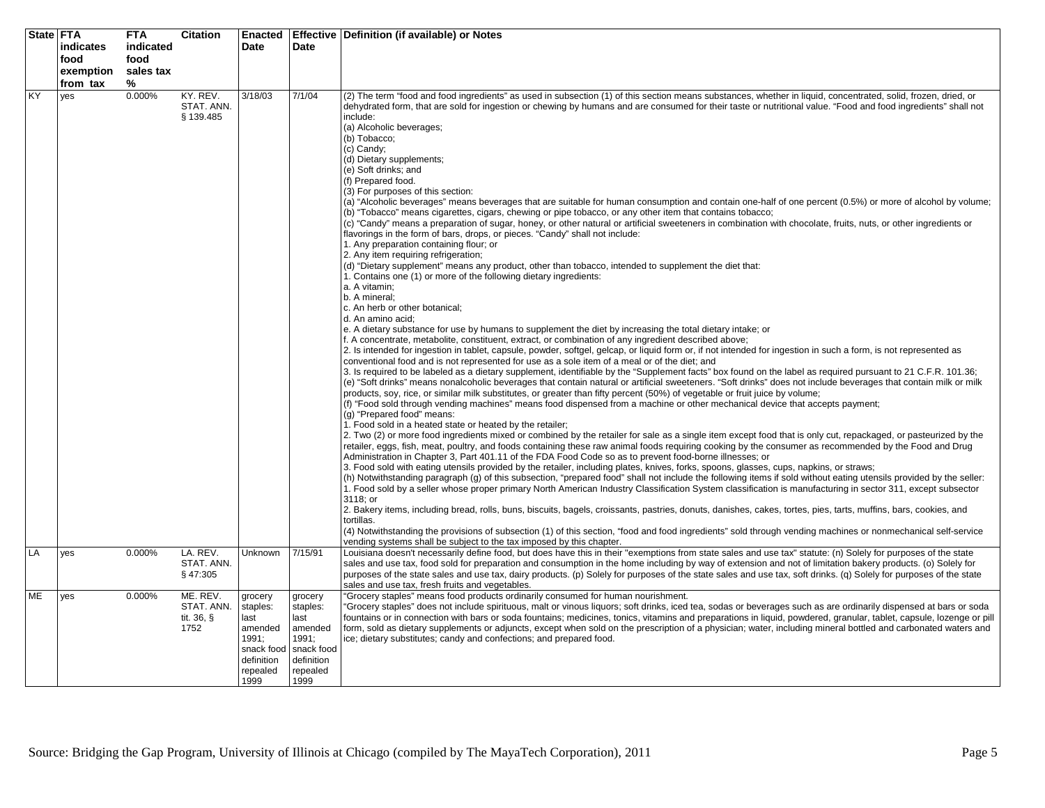| State | FTA indicates food exemption from tax | FTA indicated food sales tax % | Citation | Enacted Date | Effective Date | Definition (if available) or Notes |
|---|---|---|---|---|---|---|
| KY | yes | 0.000% | KY. REV. STAT. ANN. § 139.485 | 3/18/03 | 7/1/04 | (2) The term "food and food ingredients" as used in subsection (1) of this section means substances, whether in liquid, concentrated, solid, frozen, dried, or dehydrated form, that are sold for ingestion or chewing by humans and are consumed for their taste or nutritional value. "Food and food ingredients" shall not include:<br>(a) Alcoholic beverages;<br>(b) Tobacco;<br>(c) Candy;<br>(d) Dietary supplements;<br>(e) Soft drinks; and<br>(f) Prepared food.<br>(3) For purposes of this section:<br>(a) "Alcoholic beverages" means beverages that are suitable for human consumption and contain one-half of one percent (0.5%) or more of alcohol by volume;<br>(b) "Tobacco" means cigarettes, cigars, chewing or pipe tobacco, or any other item that contains tobacco;<br>(c) "Candy" means a preparation of sugar, honey, or other natural or artificial sweeteners in combination with chocolate, fruits, nuts, or other ingredients or flavorings in the form of bars, drops, or pieces. "Candy" shall not include:<br>1. Any preparation containing flour; or<br>2. Any item requiring refrigeration;<br>(d) "Dietary supplement" means any product, other than tobacco, intended to supplement the diet that:<br>1. Contains one (1) or more of the following dietary ingredients:<br>a. A vitamin;<br>b. A mineral;<br>c. An herb or other botanical;<br>d. An amino acid;<br>e. A dietary substance for use by humans to supplement the diet by increasing the total dietary intake; or<br>f. A concentrate, metabolite, constituent, extract, or combination of any ingredient described above;<br>2. Is intended for ingestion in tablet, capsule, powder, softgel, gelcap, or liquid form or, if not intended for ingestion in such a form, is not represented as conventional food and is not represented for use as a sole item of a meal or of the diet; and<br>3. Is required to be labeled as a dietary supplement, identifiable by the "Supplement facts" box found on the label as required pursuant to 21 C.F.R. 101.36;<br>(e) "Soft drinks" means nonalcoholic beverages that contain natural or artificial sweeteners. "Soft drinks" does not include beverages that contain milk or milk products, soy, rice, or similar milk substitutes, or greater than fifty percent (50%) of vegetable or fruit juice by volume;<br>(f) "Food sold through vending machines" means food dispensed from a machine or other mechanical device that accepts payment;<br>(g) "Prepared food" means:<br>1. Food sold in a heated state or heated by the retailer;<br>2. Two (2) or more food ingredients mixed or combined by the retailer for sale as a single item except food that is only cut, repackaged, or pasteurized by the retailer, eggs, fish, meat, poultry, and foods containing these raw animal foods requiring cooking by the consumer as recommended by the Food and Drug Administration in Chapter 3, Part 401.11 of the FDA Food Code so as to prevent food-borne illnesses; or<br>3. Food sold with eating utensils provided by the retailer, including plates, knives, forks, spoons, glasses, cups, napkins, or straws;<br>(h) Notwithstanding paragraph (g) of this subsection, "prepared food" shall not include the following items if sold without eating utensils provided by the seller:<br>1. Food sold by a seller whose proper primary North American Industry Classification System classification is manufacturing in sector 311, except subsector 3118; or<br>2. Bakery items, including bread, rolls, buns, biscuits, bagels, croissants, pastries, donuts, danishes, cakes, tortes, pies, tarts, muffins, bars, cookies, and tortillas.<br>(4) Notwithstanding the provisions of subsection (1) of this section, "food and food ingredients" sold through vending machines or nonmechanical self-service vending systems shall be subject to the tax imposed by this chapter. |
| LA | yes | 0.000% | LA. REV. STAT. ANN. § 47:305 | Unknown | 7/15/91 | Louisiana doesn't necessarily define food, but does have this in their "exemptions from state sales and use tax" statute: (n) Solely for purposes of the state sales and use tax, food sold for preparation and consumption in the home including by way of extension and not of limitation bakery products. (o) Solely for purposes of the state sales and use tax, dairy products. (p) Solely for purposes of the state sales and use tax, soft drinks. (q) Solely for purposes of the state sales and use tax, fresh fruits and vegetables. |
| ME | yes | 0.000% | ME. REV. STAT. ANN. tit. 36, § 1752 | grocery staples: last amended 1991; snack food definition repealed 1999 | grocery staples: last amended 1991; snack food definition repealed 1999 | "Grocery staples" means food products ordinarily consumed for human nourishment.<br>"Grocery staples" does not include spirituous, malt or vinous liquors; soft drinks, iced tea, sodas or beverages such as are ordinarily dispensed at bars or soda fountains or in connection with bars or soda fountains; medicines, tonics, vitamins and preparations in liquid, powdered, granular, tablet, capsule, lozenge or pill form, sold as dietary supplements or adjuncts, except when sold on the prescription of a physician; water, including mineral bottled and carbonated waters and ice; dietary substitutes; candy and confections; and prepared food. |

Source: Bridging the Gap Program, University of Illinois at Chicago (compiled by The MayaTech Corporation), 2011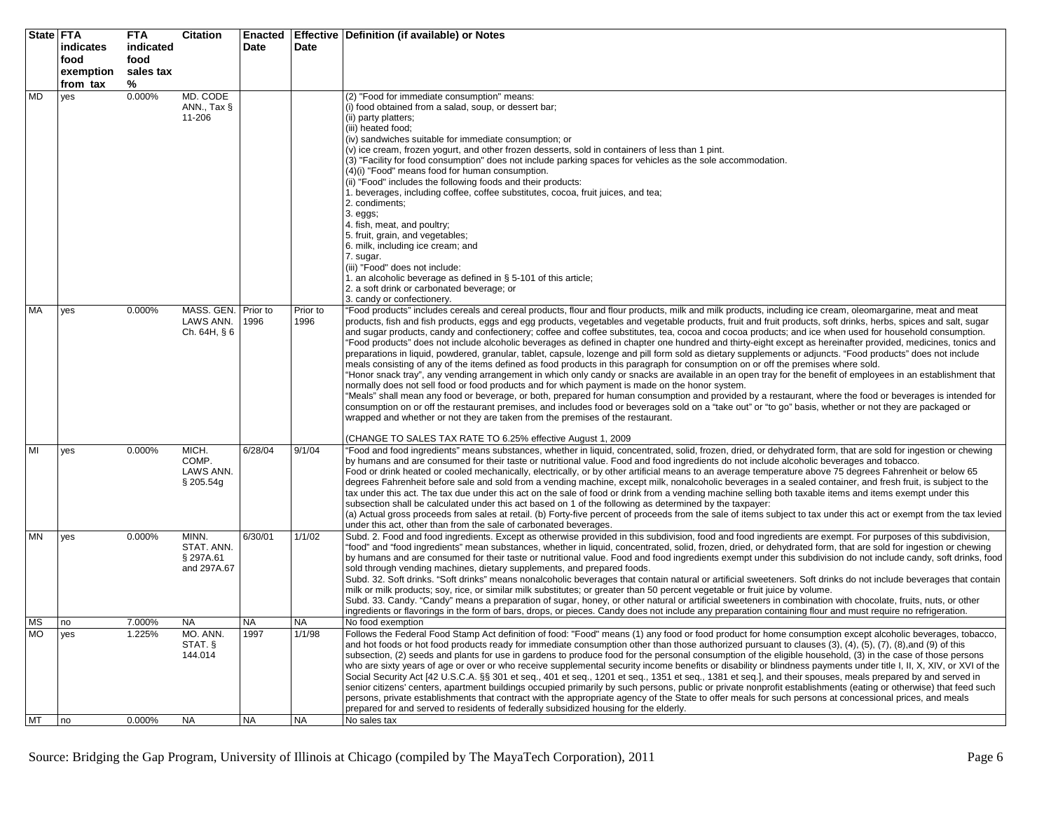| State | FTA indicates food exemption from tax | FTA indicated food sales tax % | Citation | Enacted Date | Effective Date | Definition (if available) or Notes |
|---|---|---|---|---|---|---|
| MD | yes | 0.000% | MD. CODE ANN., Tax § 11-206 | | | (2) "Food for immediate consumption" means:<br>(i) food obtained from a salad, soup, or dessert bar;<br>(ii) party platters;<br>(iii) heated food;<br>(iv) sandwiches suitable for immediate consumption; or<br>(v) ice cream, frozen yogurt, and other frozen desserts, sold in containers of less than 1 pint.<br>(3) "Facility for food consumption" does not include parking spaces for vehicles as the sole accommodation.<br>(4)(i) "Food" means food for human consumption.<br>(ii) "Food" includes the following foods and their products:<br>1. beverages, including coffee, coffee substitutes, cocoa, fruit juices, and tea;<br>2. condiments;<br>3. eggs;<br>4. fish, meat, and poultry;<br>5. fruit, grain, and vegetables;<br>6. milk, including ice cream; and<br>7. sugar.<br>(iii) "Food" does not include:<br>1. an alcoholic beverage as defined in § 5-101 of this article;<br>2. a soft drink or carbonated beverage; or<br>3. candy or confectionery. |
| MA | yes | 0.000% | MASS. GEN. LAWS ANN. Ch. 64H, § 6 | Prior to 1996 | Prior to 1996 | "Food products" includes cereals and cereal products, flour and flour products, milk and milk products, including ice cream, oleomargarine, meat and meat products, fish and fish products, eggs and egg products, vegetables and vegetable products, fruit and fruit products, soft drinks, herbs, spices and salt, sugar and sugar products, candy and confectionery; coffee and coffee substitutes, tea, cocoa and cocoa products; and ice when used for household consumption. "Food products" does not include alcoholic beverages as defined in chapter one hundred and thirty-eight except as hereinafter provided, medicines, tonics and preparations in liquid, powdered, granular, tablet, capsule, lozenge and pill form sold as dietary supplements or adjuncts. "Food products" does not include meals consisting of any of the items defined as food products in this paragraph for consumption on or off the premises where sold.<br>"Honor snack tray", any vending arrangement in which only candy or snacks are available in an open tray for the benefit of employees in an establishment that normally does not sell food or food products and for which payment is made on the honor system.<br>"Meals" shall mean any food or beverage, or both, prepared for human consumption and provided by a restaurant, where the food or beverages is intended for consumption on or off the restaurant premises, and includes food or beverages sold on a "take out" or "to go" basis, whether or not they are packaged or wrapped and whether or not they are taken from the premises of the restaurant.<br><br>(CHANGE TO SALES TAX RATE TO 6.25% effective August 1, 2009 |
| MI | yes | 0.000% | MICH. COMP. LAWS ANN. § 205.54g | 6/28/04 | 9/1/04 | "Food and food ingredients" means substances, whether in liquid, concentrated, solid, frozen, dried, or dehydrated form, that are sold for ingestion or chewing by humans and are consumed for their taste or nutritional value. Food and food ingredients do not include alcoholic beverages and tobacco.<br>Food or drink heated or cooled mechanically, electrically, or by other artificial means to an average temperature above 75 degrees Fahrenheit or below 65 degrees Fahrenheit before sale and sold from a vending machine, except milk, nonalcoholic beverages in a sealed container, and fresh fruit, is subject to the tax under this act. The tax due under this act on the sale of food or drink from a vending machine selling both taxable items and items exempt under this subsection shall be calculated under this act based on 1 of the following as determined by the taxpayer:<br>(a) Actual gross proceeds from sales at retail. (b) Forty-five percent of proceeds from the sale of items subject to tax under this act or exempt from the tax levied under this act, other than from the sale of carbonated beverages. |
| MN | yes | 0.000% | MINN. STAT. ANN. § 297A.61 and 297A.67 | 6/30/01 | 1/1/02 | Subd. 2. Food and food ingredients. Except as otherwise provided in this subdivision, food and food ingredients are exempt. For purposes of this subdivision, "food" and "food ingredients" mean substances, whether in liquid, concentrated, solid, frozen, dried, or dehydrated form, that are sold for ingestion or chewing by humans and are consumed for their taste or nutritional value. Food and food ingredients exempt under this subdivision do not include candy, soft drinks, food sold through vending machines, dietary supplements, and prepared foods.<br>Subd. 32. Soft drinks. "Soft drinks" means nonalcoholic beverages that contain natural or artificial sweeteners. Soft drinks do not include beverages that contain milk or milk products; soy, rice, or similar milk substitutes; or greater than 50 percent vegetable or fruit juice by volume.<br>Subd. 33. Candy. "Candy" means a preparation of sugar, honey, or other natural or artificial sweeteners in combination with chocolate, fruits, nuts, or other ingredients or flavorings in the form of bars, drops, or pieces. Candy does not include any preparation containing flour and must require no refrigeration. |
| MS | no | 7.000% | NA | NA | NA | No food exemption |
| MO | yes | 1.225% | MO. ANN. STAT. § 144.014 | 1997 | 1/1/98 | Follows the Federal Food Stamp Act definition of food: "Food" means (1) any food or food product for home consumption except alcoholic beverages, tobacco, and hot foods or hot food products ready for immediate consumption other than those authorized pursuant to clauses (3), (4), (5), (7), (8),and (9) of this subsection, (2) seeds and plants for use in gardens to produce food for the personal consumption of the eligible household, (3) in the case of those persons who are sixty years of age or over or who receive supplemental security income benefits or disability or blindness payments under title I, II, X, XIV, or XVI of the Social Security Act [42 U.S.C.A. §§ 301 et seq., 401 et seq., 1201 et seq., 1351 et seq., 1381 et seq.], and their spouses, meals prepared by and served in senior citizens' centers, apartment buildings occupied primarily by such persons, public or private nonprofit establishments (eating or otherwise) that feed such persons, private establishments that contract with the appropriate agency of the State to offer meals for such persons at concessional prices, and meals prepared for and served to residents of federally subsidized housing for the elderly. |
| MT | no | 0.000% | NA | NA | NA | No sales tax |

Source: Bridging the Gap Program, University of Illinois at Chicago (compiled by The MayaTech Corporation), 2011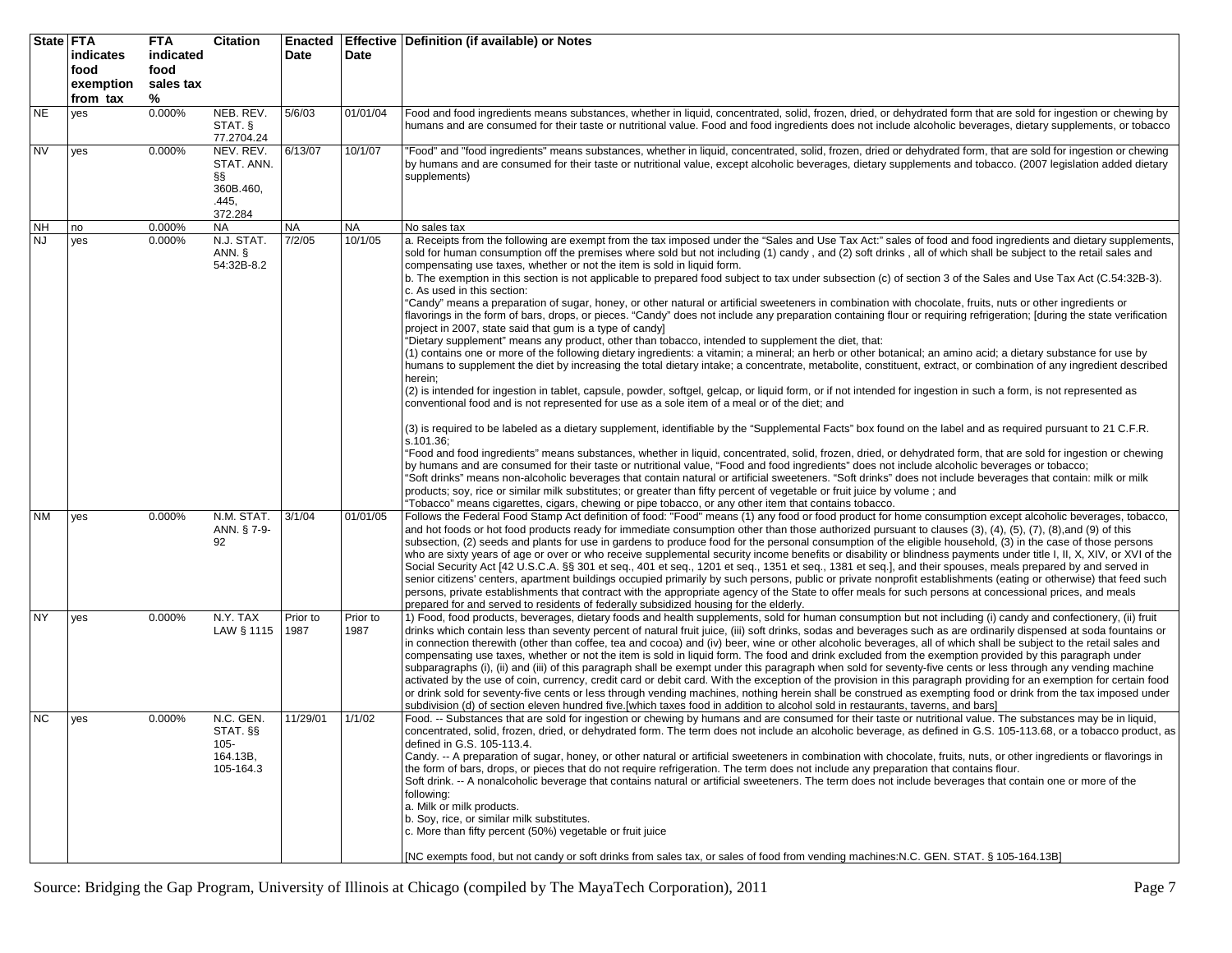| State | FTA indicates food exemption from tax | FTA indicated food sales tax % | Citation | Enacted Date | Effective Date | Definition (if available) or Notes |
|---|---|---|---|---|---|---|
| NE | yes | 0.000% | NEB. REV. STAT. § 77.2704.24 | 5/6/03 | 01/01/04 | Food and food ingredients means substances, whether in liquid, concentrated, solid, frozen, dried, or dehydrated form that are sold for ingestion or chewing by humans and are consumed for their taste or nutritional value. Food and food ingredients does not include alcoholic beverages, dietary supplements, or tobacco |
| NV | yes | 0.000% | NEV. REV. STAT. ANN. §§ 360B.460, .445, 372.284 | 6/13/07 | 10/1/07 | "Food" and "food ingredients" means substances, whether in liquid, concentrated, solid, frozen, dried or dehydrated form, that are sold for ingestion or chewing by humans and are consumed for their taste or nutritional value, except alcoholic beverages, dietary supplements and tobacco. (2007 legislation added dietary supplements) |
| NH | no | 0.000% | NA | NA | NA | No sales tax |
| NJ | yes | 0.000% | N.J. STAT. ANN. § 54:32B-8.2 | 7/2/05 | 10/1/05 | a. Receipts from the following are exempt from the tax imposed under the "Sales and Use Tax Act:" sales of food and food ingredients and dietary supplements, sold for human consumption off the premises where sold but not including (1) candy , and (2) soft drinks , all of which shall be subject to the retail sales and compensating use taxes, whether or not the item is sold in liquid form.<br>b. The exemption in this section is not applicable to prepared food subject to tax under subsection (c) of section 3 of the Sales and Use Tax Act (C.54:32B-3).<br>c. As used in this section:<br>"Candy" means a preparation of sugar, honey, or other natural or artificial sweeteners in combination with chocolate, fruits, nuts or other ingredients or flavorings in the form of bars, drops, or pieces. "Candy" does not include any preparation containing flour or requiring refrigeration; [during the state verification project in 2007, state said that gum is a type of candy]<br>"Dietary supplement" means any product, other than tobacco, intended to supplement the diet, that:<br>(1) contains one or more of the following dietary ingredients: a vitamin; a mineral; an herb or other botanical; an amino acid; a dietary substance for use by humans to supplement the diet by increasing the total dietary intake; a concentrate, metabolite, constituent, extract, or combination of any ingredient described herein;<br>(2) is intended for ingestion in tablet, capsule, powder, softgel, gelcap, or liquid form, or if not intended for ingestion in such a form, is not represented as conventional food and is not represented for use as a sole item of a meal or of the diet; and<br>(3) is required to be labeled as a dietary supplement, identifiable by the "Supplemental Facts" box found on the label and as required pursuant to 21 C.F.R. s.101.36;<br>"Food and food ingredients" means substances, whether in liquid, concentrated, solid, frozen, dried, or dehydrated form, that are sold for ingestion or chewing by humans and are consumed for their taste or nutritional value, "Food and food ingredients" does not include alcoholic beverages or tobacco;<br>"Soft drinks" means non-alcoholic beverages that contain natural or artificial sweeteners. "Soft drinks" does not include beverages that contain: milk or milk products; soy, rice or similar milk substitutes; or greater than fifty percent of vegetable or fruit juice by volume ; and<br>"Tobacco" means cigarettes, cigars, chewing or pipe tobacco, or any other item that contains tobacco. |
| NM | yes | 0.000% | N.M. STAT. ANN. § 7-9-92 | 3/1/04 | 01/01/05 | Follows the Federal Food Stamp Act definition of food: "Food" means (1) any food or food product for home consumption except alcoholic beverages, tobacco, and hot foods or hot food products ready for immediate consumption other than those authorized pursuant to clauses (3), (4), (5), (7), (8),and (9) of this subsection, (2) seeds and plants for use in gardens to produce food for the personal consumption of the eligible household, (3) in the case of those persons who are sixty years of age or over or who receive supplemental security income benefits or disability or blindness payments under title I, II, X, XIV, or XVI of the Social Security Act [42 U.S.C.A. §§ 301 et seq., 401 et seq., 1201 et seq., 1351 et seq., 1381 et seq.], and their spouses, meals prepared by and served in senior citizens' centers, apartment buildings occupied primarily by such persons, public or private nonprofit establishments (eating or otherwise) that feed such persons, private establishments that contract with the appropriate agency of the State to offer meals for such persons at concessional prices, and meals prepared for and served to residents of federally subsidized housing for the elderly. |
| NY | yes | 0.000% | N.Y. TAX LAW § 1115 | Prior to 1987 | Prior to 1987 | 1) Food, food products, beverages, dietary foods and health supplements, sold for human consumption but not including (i) candy and confectionery, (ii) fruit drinks which contain less than seventy percent of natural fruit juice, (iii) soft drinks, sodas and beverages such as are ordinarily dispensed at soda fountains or in connection therewith (other than coffee, tea and cocoa) and (iv) beer, wine or other alcoholic beverages, all of which shall be subject to the retail sales and compensating use taxes, whether or not the item is sold in liquid form. The food and drink excluded from the exemption provided by this paragraph under subparagraphs (i), (ii) and (iii) of this paragraph shall be exempt under this paragraph when sold for seventy-five cents or less through any vending machine activated by the use of coin, currency, credit card or debit card. With the exception of the provision in this paragraph providing for an exemption for certain food or drink sold for seventy-five cents or less through vending machines, nothing herein shall be construed as exempting food or drink from the tax imposed under subdivision (d) of section eleven hundred five.[which taxes food in addition to alcohol sold in restaurants, taverns, and bars] |
| NC | yes | 0.000% | N.C. GEN. STAT. §§ 105-164.13B, 105-164.3 | 11/29/01 | 1/1/02 | Food. -- Substances that are sold for ingestion or chewing by humans and are consumed for their taste or nutritional value. The substances may be in liquid, concentrated, solid, frozen, dried, or dehydrated form. The term does not include an alcoholic beverage, as defined in G.S. 105-113.68, or a tobacco product, as defined in G.S. 105-113.4.<br>Candy. -- A preparation of sugar, honey, or other natural or artificial sweeteners in combination with chocolate, fruits, nuts, or other ingredients or flavorings in the form of bars, drops, or pieces that do not require refrigeration. The term does not include any preparation that contains flour.<br>Soft drink. -- A nonalcoholic beverage that contains natural or artificial sweeteners. The term does not include beverages that contain one or more of the following:<br>a. Milk or milk products.<br>b. Soy, rice, or similar milk substitutes.<br>c. More than fifty percent (50%) vegetable or fruit juice<br>[NC exempts food, but not candy or soft drinks from sales tax, or sales of food from vending machines:N.C. GEN. STAT. § 105-164.13B] |

Source: Bridging the Gap Program, University of Illinois at Chicago (compiled by The MayaTech Corporation), 2011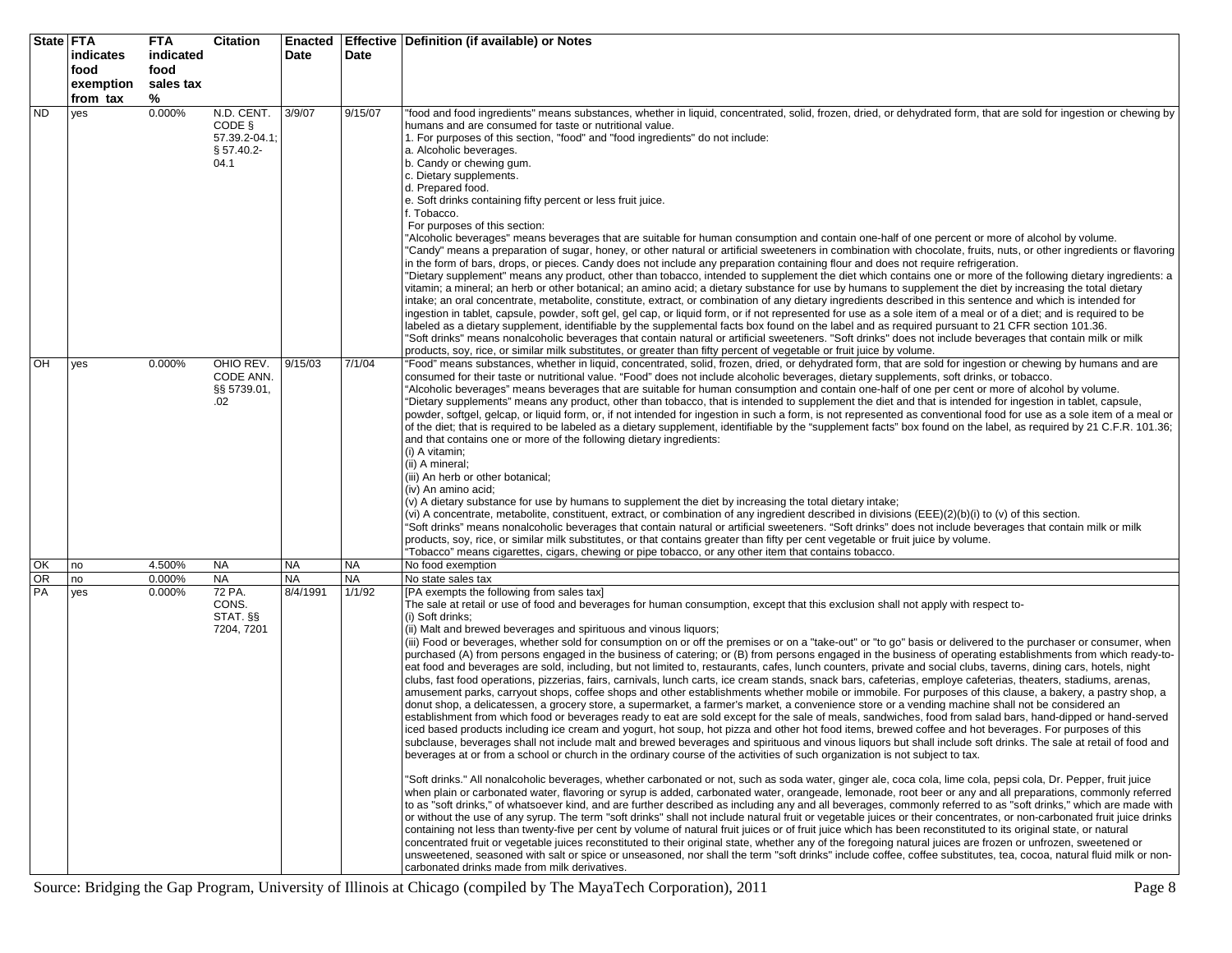| State | FTA indicates food exemption from tax | FTA indicated food sales tax % | Citation | Enacted Date | Effective Date | Definition (if available) or Notes |
|---|---|---|---|---|---|---|
| ND | yes | 0.000% | N.D. CENT. CODE § 57.39.2-04.1; § 57.40.2-04.1 | 3/9/07 | 9/15/07 | "food and food ingredients" means substances, whether in liquid, concentrated, solid, frozen, dried, or dehydrated form, that are sold for ingestion or chewing by humans and are consumed for taste or nutritional value.<br>1. For purposes of this section, "food" and "food ingredients" do not include:<br>a. Alcoholic beverages.<br>b. Candy or chewing gum.<br>c. Dietary supplements.<br>d. Prepared food.<br>e. Soft drinks containing fifty percent or less fruit juice.<br>f. Tobacco.<br>For purposes of this section:<br>"Alcoholic beverages" means beverages that are suitable for human consumption and contain one-half of one percent or more of alcohol by volume.<br>"Candy" means a preparation of sugar, honey, or other natural or artificial sweeteners in combination with chocolate, fruits, nuts, or other ingredients or flavoring in the form of bars, drops, or pieces. Candy does not include any preparation containing flour and does not require refrigeration.<br>"Dietary supplement" means any product, other than tobacco, intended to supplement the diet which contains one or more of the following dietary ingredients: a vitamin; a mineral; an herb or other botanical; an amino acid; a dietary substance for use by humans to supplement the diet by increasing the total dietary intake; an oral concentrate, metabolite, constitute, extract, or combination of any dietary ingredients described in this sentence and which is intended for ingestion in tablet, capsule, powder, soft gel, gel cap, or liquid form, or if not represented for use as a sole item of a meal or of a diet; and is required to be labeled as a dietary supplement, identifiable by the supplemental facts box found on the label and as required pursuant to 21 CFR section 101.36.<br>"Soft drinks" means nonalcoholic beverages that contain natural or artificial sweeteners. "Soft drinks" does not include beverages that contain milk or milk products, soy, rice, or similar milk substitutes, or greater than fifty percent of vegetable or fruit juice by volume. |
| OH | yes | 0.000% | OHIO REV. CODE ANN. §§ 5739.01, .02 | 9/15/03 | 7/1/04 | "Food" means substances, whether in liquid, concentrated, solid, frozen, dried, or dehydrated form, that are sold for ingestion or chewing by humans and are consumed for their taste or nutritional value. "Food" does not include alcoholic beverages, dietary supplements, soft drinks, or tobacco.<br>"Alcoholic beverages" means beverages that are suitable for human consumption and contain one-half of one per cent or more of alcohol by volume.<br>"Dietary supplements" means any product, other than tobacco, that is intended to supplement the diet and that is intended for ingestion in tablet, capsule, powder, softgel, gelcap, or liquid form, or, if not intended for ingestion in such a form, is not represented as conventional food for use as a sole item of a meal or of the diet; that is required to be labeled as a dietary supplement, identifiable by the "supplement facts" box found on the label, as required by 21 C.F.R. 101.36; and that contains one or more of the following dietary ingredients:<br>(i) A vitamin;<br>(ii) A mineral;<br>(iii) An herb or other botanical;<br>(iv) An amino acid;<br>(v) A dietary substance for use by humans to supplement the diet by increasing the total dietary intake;<br>(vi) A concentrate, metabolite, constituent, extract, or combination of any ingredient described in divisions (EEE)(2)(b)(i) to (v) of this section.<br>"Soft drinks" means nonalcoholic beverages that contain natural or artificial sweeteners. "Soft drinks" does not include beverages that contain milk or milk products, soy, rice, or similar milk substitutes, or that contains greater than fifty per cent vegetable or fruit juice by volume.<br>"Tobacco" means cigarettes, cigars, chewing or pipe tobacco, or any other item that contains tobacco. |
| OK | no | 4.500% | NA | NA | NA | No food exemption |
| OR | no | 0.000% | NA | NA | NA | No state sales tax |
| PA | yes | 0.000% | 72 PA. CONS. STAT. §§ 7204, 7201 | 8/4/1991 | 1/1/92 | [PA exempts the following from sales tax]<br>The sale at retail or use of food and beverages for human consumption, except that this exclusion shall not apply with respect to-<br>(i) Soft drinks;<br>(ii) Malt and brewed beverages and spirituous and vinous liquors;<br>(iii) Food or beverages, whether sold for consumption on or off the premises or on a "take-out" or "to go" basis or delivered to the purchaser or consumer, when purchased (A) from persons engaged in the business of catering; or (B) from persons engaged in the business of operating establishments from which ready-to-eat food and beverages are sold, including, but not limited to, restaurants, cafes, lunch counters, private and social clubs, taverns, dining cars, hotels, night clubs, fast food operations, pizzerias, fairs, carnivals, lunch carts, ice cream stands, snack bars, cafeterias, employe cafeterias, theaters, stadiums, arenas, amusement parks, carryout shops, coffee shops and other establishments whether mobile or immobile. For purposes of this clause, a bakery, a pastry shop, a donut shop, a delicatessen, a grocery store, a supermarket, a farmer's market, a convenience store or a vending machine shall not be considered an establishment from which food or beverages ready to eat are sold except for the sale of meals, sandwiches, food from salad bars, hand-dipped or hand-served iced based products including ice cream and yogurt, hot soup, hot pizza and other hot food items, brewed coffee and hot beverages. For purposes of this subclause, beverages shall not include malt and brewed beverages and spirituous and vinous liquors but shall include soft drinks. The sale at retail of food and beverages at or from a school or church in the ordinary course of the activities of such organization is not subject to tax.<br><br>"Soft drinks." All nonalcoholic beverages, whether carbonated or not, such as soda water, ginger ale, coca cola, lime cola, pepsi cola, Dr. Pepper, fruit juice when plain or carbonated water, flavoring or syrup is added, carbonated water, orangeade, lemonade, root beer or any and all preparations, commonly referred to as "soft drinks," of whatsoever kind, and are further described as including any and all beverages, commonly referred to as "soft drinks," which are made with or without the use of any syrup. The term "soft drinks" shall not include natural fruit or vegetable juices or their concentrates, or non-carbonated fruit juice drinks containing not less than twenty-five per cent by volume of natural fruit juices or of fruit juice which has been reconstituted to its original state, or natural concentrated fruit or vegetable juices reconstituted to their original state, whether any of the foregoing natural juices are frozen or unfrozen, sweetened or unsweetened, seasoned with salt or spice or unseasoned, nor shall the term "soft drinks" include coffee, coffee substitutes, tea, cocoa, natural fluid milk or non-carbonated drinks made from milk derivatives. |

Source: Bridging the Gap Program, University of Illinois at Chicago (compiled by The MayaTech Corporation), 2011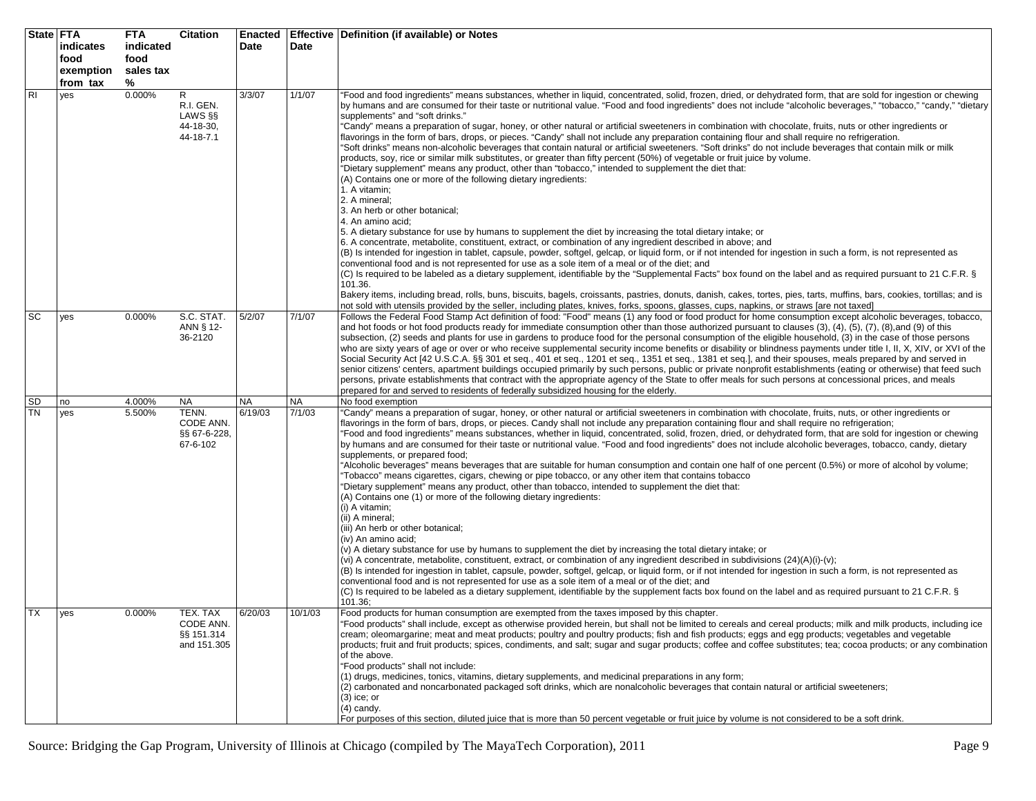| State | FTA indicates food exemption from tax | FTA indicated food sales tax % | Citation | Enacted Date | Effective Date | Definition (if available) or Notes |
|---|---|---|---|---|---|---|
| RI | yes | 0.000% | R R.I. GEN. LAWS §§ 44-18-30, 44-18-7.1 | 3/3/07 | 1/1/07 | "Food and food ingredients" means substances, whether in liquid, concentrated, solid, frozen, dried, or dehydrated form, that are sold for ingestion or chewing by humans and are consumed for their taste or nutritional value. "Food and food ingredients" does not include "alcoholic beverages," "tobacco," "candy," "dietary supplements" and "soft drinks."<br>"Candy" means a preparation of sugar, honey, or other natural or artificial sweeteners in combination with chocolate, fruits, nuts or other ingredients or flavorings in the form of bars, drops, or pieces. "Candy" shall not include any preparation containing flour and shall require no refrigeration.<br>"Soft drinks" means non-alcoholic beverages that contain natural or artificial sweeteners. "Soft drinks" do not include beverages that contain milk or milk products, soy, rice or similar milk substitutes, or greater than fifty percent (50%) of vegetable or fruit juice by volume.<br>"Dietary supplement" means any product, other than "tobacco," intended to supplement the diet that:<br>(A) Contains one or more of the following dietary ingredients:<br>1. A vitamin;<br>2. A mineral;<br>3. An herb or other botanical;<br>4. An amino acid;<br>5. A dietary substance for use by humans to supplement the diet by increasing the total dietary intake; or<br>6. A concentrate, metabolite, constituent, extract, or combination of any ingredient described in above; and<br>(B) Is intended for ingestion in tablet, capsule, powder, softgel, gelcap, or liquid form, or if not intended for ingestion in such a form, is not represented as conventional food and is not represented for use as a sole item of a meal or of the diet; and<br>(C) Is required to be labeled as a dietary supplement, identifiable by the "Supplemental Facts" box found on the label and as required pursuant to 21 C.F.R. § 101.36.<br>Bakery items, including bread, rolls, buns, biscuits, bagels, croissants, pastries, donuts, danish, cakes, tortes, pies, tarts, muffins, bars, cookies, tortillas; and is not sold with utensils provided by the seller, including plates, knives, forks, spoons, glasses, cups, napkins, or straws [are not taxed] |
| SC | yes | 0.000% | S.C. STAT. ANN § 12-36-2120 | 5/2/07 | 7/1/07 | Follows the Federal Food Stamp Act definition of food: "Food" means (1) any food or food product for home consumption except alcoholic beverages, tobacco, and hot foods or hot food products ready for immediate consumption other than those authorized pursuant to clauses (3), (4), (5), (7), (8),and (9) of this subsection, (2) seeds and plants for use in gardens to produce food for the personal consumption of the eligible household, (3) in the case of those persons who are sixty years of age or over or who receive supplemental security income benefits or disability or blindness payments under title I, II, X, XIV, or XVI of the Social Security Act [42 U.S.C.A. §§ 301 et seq., 401 et seq., 1201 et seq., 1351 et seq., 1381 et seq.], and their spouses, meals prepared by and served in senior citizens' centers, apartment buildings occupied primarily by such persons, public or private nonprofit establishments (eating or otherwise) that feed such persons, private establishments that contract with the appropriate agency of the State to offer meals for such persons at concessional prices, and meals prepared for and served to residents of federally subsidized housing for the elderly. |
| SD | no | 4.000% | NA | NA | NA | No food exemption |
| TN | yes | 5.500% | TENN. CODE ANN. §§ 67-6-228, 67-6-102 | 6/19/03 | 7/1/03 | "Candy" means a preparation of sugar, honey, or other natural or artificial sweeteners in combination with chocolate, fruits, nuts, or other ingredients or flavorings in the form of bars, drops, or pieces. Candy shall not include any preparation containing flour and shall require no refrigeration;<br>"Food and food ingredients" means substances, whether in liquid, concentrated, solid, frozen, dried, or dehydrated form, that are sold for ingestion or chewing by humans and are consumed for their taste or nutritional value. "Food and food ingredients" does not include alcoholic beverages, tobacco, candy, dietary supplements, or prepared food;<br>"Alcoholic beverages" means beverages that are suitable for human consumption and contain one half of one percent (0.5%) or more of alcohol by volume;<br>"Tobacco" means cigarettes, cigars, chewing or pipe tobacco, or any other item that contains tobacco<br>"Dietary supplement" means any product, other than tobacco, intended to supplement the diet that:<br>(A) Contains one (1) or more of the following dietary ingredients:<br>(i) A vitamin;<br>(ii) A mineral;<br>(iii) An herb or other botanical;<br>(iv) An amino acid;<br>(v) A dietary substance for use by humans to supplement the diet by increasing the total dietary intake; or<br>(vi) A concentrate, metabolite, constituent, extract, or combination of any ingredient described in subdivisions (24)(A)(i)-(v);<br>(B) Is intended for ingestion in tablet, capsule, powder, softgel, gelcap, or liquid form, or if not intended for ingestion in such a form, is not represented as conventional food and is not represented for use as a sole item of a meal or of the diet; and<br>(C) Is required to be labeled as a dietary supplement, identifiable by the supplement facts box found on the label and as required pursuant to 21 C.F.R. § 101.36; |
| TX | yes | 0.000% | TEX. TAX CODE ANN. §§ 151.314 and 151.305 | 6/20/03 | 10/1/03 | Food products for human consumption are exempted from the taxes imposed by this chapter.<br>"Food products" shall include, except as otherwise provided herein, but shall not be limited to cereals and cereal products; milk and milk products, including ice cream; oleomargarine; meat and meat products; poultry and poultry products; fish and fish products; eggs and egg products; vegetables and vegetable products; fruit and fruit products; spices, condiments, and salt; sugar and sugar products; coffee and coffee substitutes; tea; cocoa products; or any combination of the above.<br>"Food products" shall not include:<br>(1) drugs, medicines, tonics, vitamins, dietary supplements, and medicinal preparations in any form;<br>(2) carbonated and noncarbonated packaged soft drinks, which are nonalcoholic beverages that contain natural or artificial sweeteners;<br>(3) ice; or<br>(4) candy.<br>For purposes of this section, diluted juice that is more than 50 percent vegetable or fruit juice by volume is not considered to be a soft drink. |

Source: Bridging the Gap Program, University of Illinois at Chicago (compiled by The MayaTech Corporation), 2011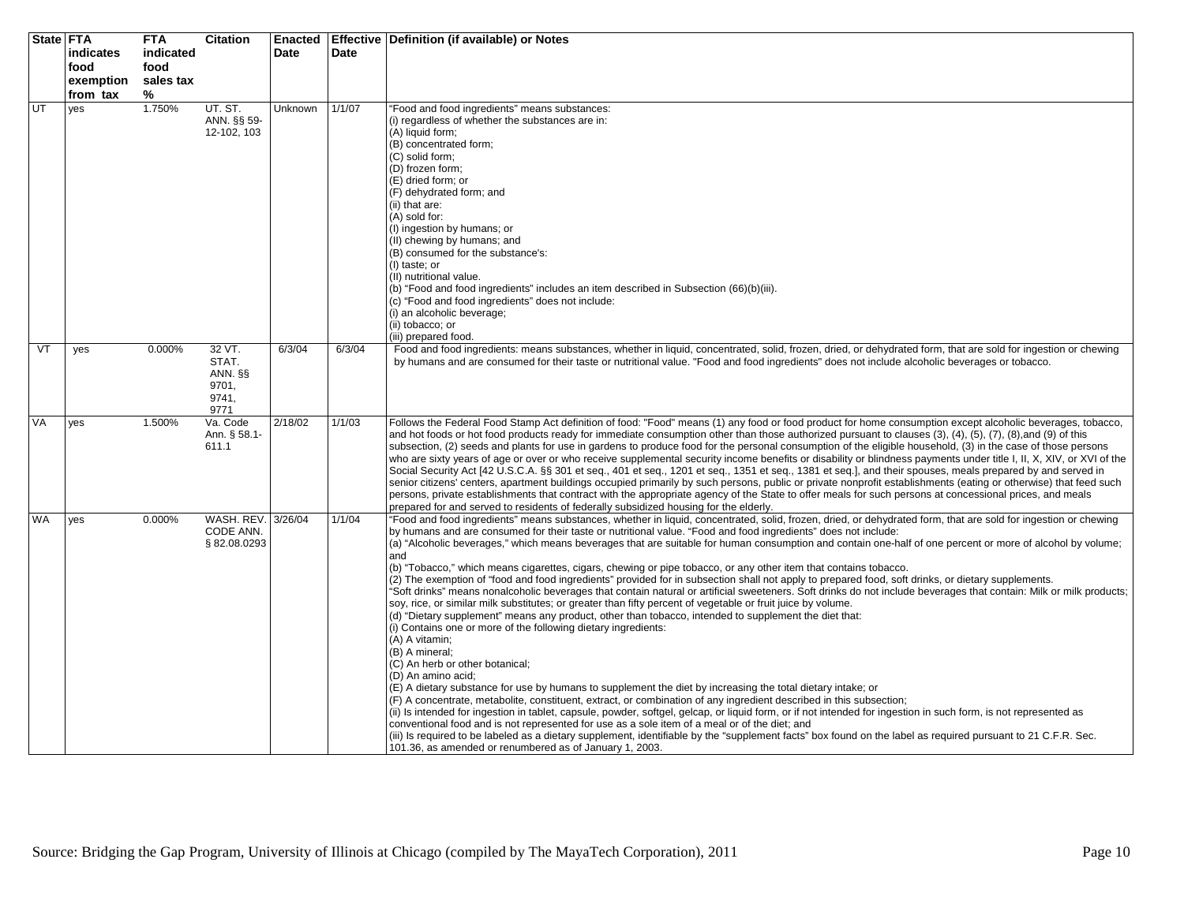| State | FTA indicates food exemption from tax | FTA indicated food sales tax % | Citation | Enacted Date | Effective Date | Definition (if available) or Notes |
|---|---|---|---|---|---|---|
| UT | yes | 1.750% | UT. ST. ANN. §§ 59-12-102, 103 | Unknown | 1/1/07 | "Food and food ingredients" means substances:<br>(i) regardless of whether the substances are in:<br>(A) liquid form;<br>(B) concentrated form;<br>(C) solid form;<br>(D) frozen form;<br>(E) dried form; or<br>(F) dehydrated form; and<br>(ii) that are:<br>(A) sold for:<br>(I) ingestion by humans; or<br>(II) chewing by humans; and<br>(B) consumed for the substance's:<br>(I) taste; or<br>(II) nutritional value.<br>(b) "Food and food ingredients" includes an item described in Subsection (66)(b)(iii).<br>(c) "Food and food ingredients" does not include:<br>(i) an alcoholic beverage;<br>(ii) tobacco; or<br>(iii) prepared food. |
| VT | yes | 0.000% | 32 VT. STAT. ANN. §§ 9701, 9741, 9771 | 6/3/04 | 6/3/04 | Food and food ingredients: means substances, whether in liquid, concentrated, solid, frozen, dried, or dehydrated form, that are sold for ingestion or chewing by humans and are consumed for their taste or nutritional value. "Food and food ingredients" does not include alcoholic beverages or tobacco. |
| VA | yes | 1.500% | Va. Code Ann. § 58.1-611.1 | 2/18/02 | 1/1/03 | Follows the Federal Food Stamp Act definition of food: "Food" means (1) any food or food product for home consumption except alcoholic beverages, tobacco, and hot foods or hot food products ready for immediate consumption other than those authorized pursuant to clauses (3), (4), (5), (7), (8),and (9) of this subsection, (2) seeds and plants for use in gardens to produce food for the personal consumption of the eligible household, (3) in the case of those persons who are sixty years of age or over or who receive supplemental security income benefits or disability or blindness payments under title I, II, X, XIV, or XVI of the Social Security Act [42 U.S.C.A. §§ 301 et seq., 401 et seq., 1201 et seq., 1351 et seq., 1381 et seq.], and their spouses, meals prepared by and served in senior citizens' centers, apartment buildings occupied primarily by such persons, public or private nonprofit establishments (eating or otherwise) that feed such persons, private establishments that contract with the appropriate agency of the State to offer meals for such persons at concessional prices, and meals prepared for and served to residents of federally subsidized housing for the elderly. |
| WA | yes | 0.000% | WASH. REV. CODE ANN. § 82.08.0293 | 3/26/04 | 1/1/04 | "Food and food ingredients" means substances, whether in liquid, concentrated, solid, frozen, dried, or dehydrated form, that are sold for ingestion or chewing by humans and are consumed for their taste or nutritional value. "Food and food ingredients" does not include:<br>(a) "Alcoholic beverages," which means beverages that are suitable for human consumption and contain one-half of one percent or more of alcohol by volume; and<br>(b) "Tobacco," which means cigarettes, cigars, chewing or pipe tobacco, or any other item that contains tobacco.<br>(2) The exemption of "food and food ingredients" provided for in subsection shall not apply to prepared food, soft drinks, or dietary supplements.<br>"Soft drinks" means nonalcoholic beverages that contain natural or artificial sweeteners. Soft drinks do not include beverages that contain: Milk or milk products; soy, rice, or similar milk substitutes; or greater than fifty percent of vegetable or fruit juice by volume.<br>(d) "Dietary supplement" means any product, other than tobacco, intended to supplement the diet that:<br>(i) Contains one or more of the following dietary ingredients:<br>(A) A vitamin;<br>(B) A mineral;<br>(C) An herb or other botanical;<br>(D) An amino acid;<br>(E) A dietary substance for use by humans to supplement the diet by increasing the total dietary intake; or<br>(F) A concentrate, metabolite, constituent, extract, or combination of any ingredient described in this subsection;<br>(ii) Is intended for ingestion in tablet, capsule, powder, softgel, gelcap, or liquid form, or if not intended for ingestion in such form, is not represented as conventional food and is not represented for use as a sole item of a meal or of the diet; and<br>(iii) Is required to be labeled as a dietary supplement, identifiable by the "supplement facts" box found on the label as required pursuant to 21 C.F.R. Sec. 101.36, as amended or renumbered as of January 1, 2003. |

Source: Bridging the Gap Program, University of Illinois at Chicago (compiled by The MayaTech Corporation), 2011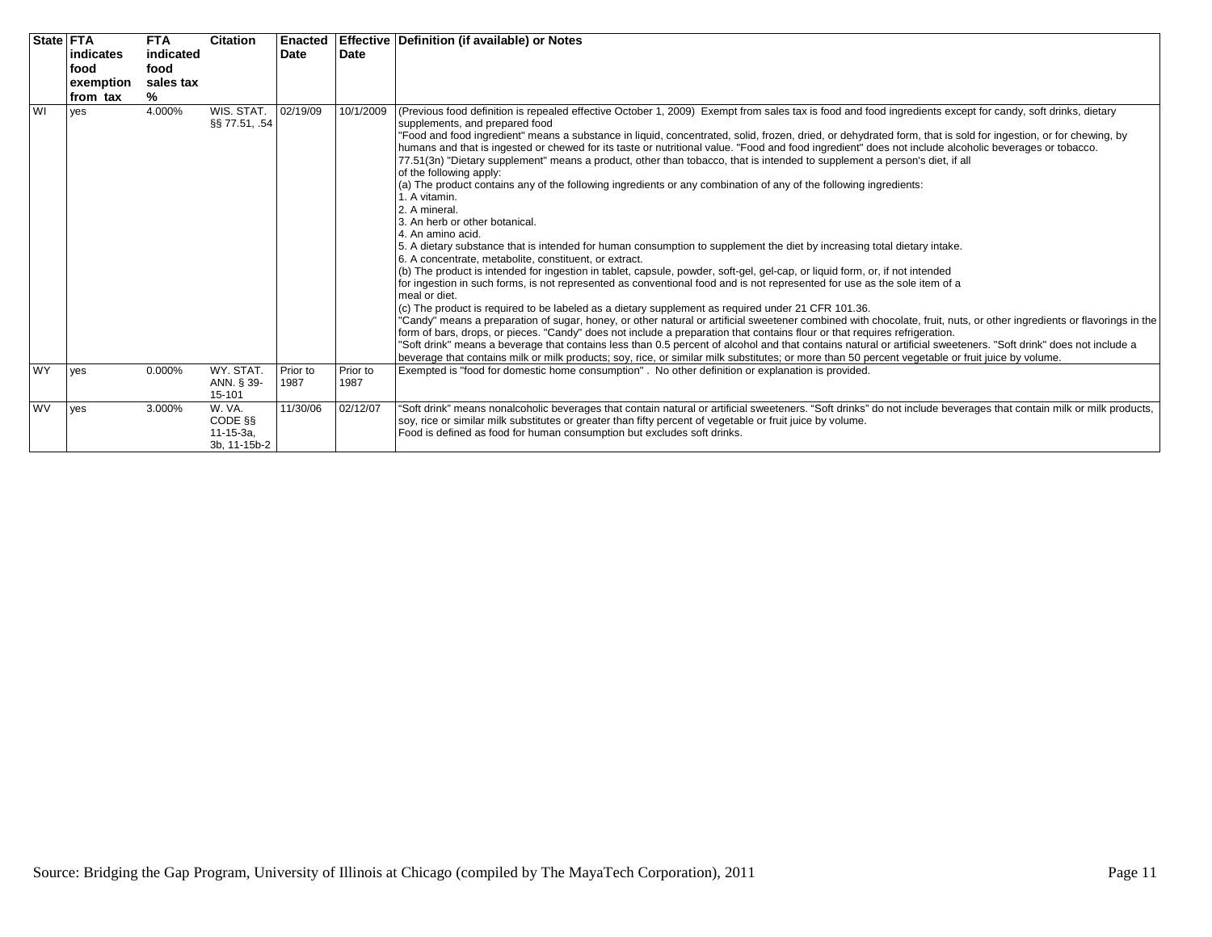| State | FTA indicates food exemption from tax | FTA indicated food sales tax % | Citation | Enacted Date | Effective Date | Definition (if available) or Notes |
|---|---|---|---|---|---|---|
| WI | yes | 4.000% | WIS. STAT. §§ 77.51, .54 | 02/19/09 | 10/1/2009 | (Previous food definition is repealed effective October 1, 2009) Exempt from sales tax is food and food ingredients except for candy, soft drinks, dietary supplements, and prepared food<br>"Food and food ingredient" means a substance in liquid, concentrated, solid, frozen, dried, or dehydrated form, that is sold for ingestion, or for chewing, by humans and that is ingested or chewed for its taste or nutritional value. "Food and food ingredient" does not include alcoholic beverages or tobacco.<br>77.51(3n) "Dietary supplement" means a product, other than tobacco, that is intended to supplement a person's diet, if all of the following apply:<br>(a) The product contains any of the following ingredients or any combination of any of the following ingredients:<br>1. A vitamin.<br>2. A mineral.<br>3. An herb or other botanical.<br>4. An amino acid.<br>5. A dietary substance that is intended for human consumption to supplement the diet by increasing total dietary intake.<br>6. A concentrate, metabolite, constituent, or extract.<br>(b) The product is intended for ingestion in tablet, capsule, powder, soft-gel, gel-cap, or liquid form, or, if not intended for ingestion in such forms, is not represented as conventional food and is not represented for use as the sole item of a meal or diet.<br>(c) The product is required to be labeled as a dietary supplement as required under 21 CFR 101.36.<br>"Candy" means a preparation of sugar, honey, or other natural or artificial sweetener combined with chocolate, fruit, nuts, or other ingredients or flavorings in the form of bars, drops, or pieces. "Candy" does not include a preparation that contains flour or that requires refrigeration.<br>"Soft drink" means a beverage that contains less than 0.5 percent of alcohol and that contains natural or artificial sweeteners. "Soft drink" does not include a beverage that contains milk or milk products; soy, rice, or similar milk substitutes; or more than 50 percent vegetable or fruit juice by volume. |
| WY | yes | 0.000% | WY. STAT. ANN. § 39-15-101 | Prior to 1987 | Prior to 1987 | Exempted is "food for domestic home consumption" . No other definition or explanation is provided. |
| WV | yes | 3.000% | W. VA. CODE §§ 11-15-3a, 3b, 11-15b-2 | 11/30/06 | 02/12/07 | "Soft drink" means nonalcoholic beverages that contain natural or artificial sweeteners. "Soft drinks" do not include beverages that contain milk or milk products, soy, rice or similar milk substitutes or greater than fifty percent of vegetable or fruit juice by volume.<br>Food is defined as food for human consumption but excludes soft drinks. |

Source: Bridging the Gap Program, University of Illinois at Chicago (compiled by The MayaTech Corporation), 2011